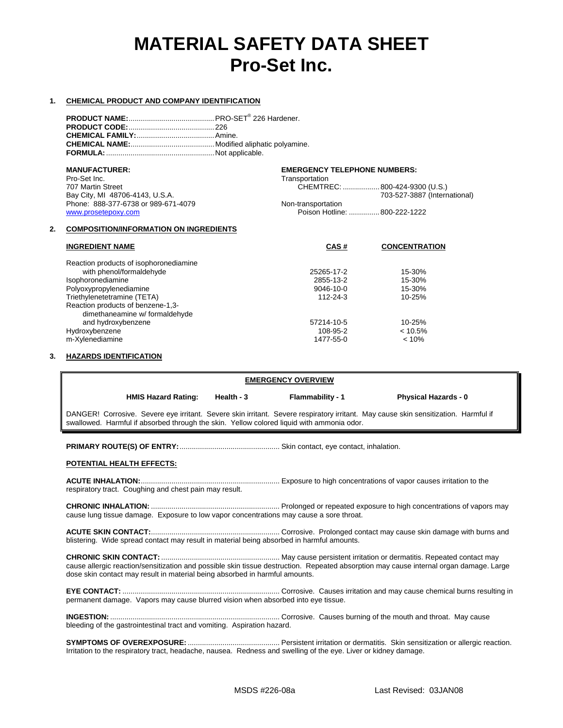# MATERIAL SAFETY DATA SHEET
# Pro-Set Inc.

## 1. CHEMICAL PRODUCT AND COMPANY IDENTIFICATION

**PRODUCT NAME:**.......................................... PRO-SET® 226 Hardener.
**PRODUCT CODE:**.......................................... 226
**CHEMICAL FAMILY:**...................................... Amine.
**CHEMICAL NAME:**......................................... Modified aliphatic polyamine.
**FORMULA:**.................................................... Not applicable.

**MANUFACTURER:**
Pro-Set Inc.
707 Martin Street
Bay City, MI 48706-4143, U.S.A.
Phone: 888-377-6738 or 989-671-4079
www.prosetepoxy.com

**EMERGENCY TELEPHONE NUMBERS:**
Transportation
CHEMTREC: ................. 800-424-9300 (U.S.)
703-527-3887 (International)
Non-transportation
Poison Hotline: ............... 800-222-1222

## 2. COMPOSITION/INFORMATION ON INGREDIENTS

| INGREDIENT NAME | CAS # | CONCENTRATION |
|---|---|---|
| Reaction products of isophoronediamine with phenol/formaldehyde | 25265-17-2 | 15-30% |
| Isophoronediamine | 2855-13-2 | 15-30% |
| Polyoxypropylenediamine | 9046-10-0 | 15-30% |
| Triethylenetetramine (TETA) | 112-24-3 | 10-25% |
| Reaction products of benzene-1,3-dimethaneamine w/ formaldehyde and hydroxybenzene | 57214-10-5 | 10-25% |
| Hydroxybenzene | 108-95-2 | < 10.5% |
| m-Xylenediamine | 1477-55-0 | < 10% |

## 3. HAZARDS IDENTIFICATION

**EMERGENCY OVERVIEW**

**HMIS Hazard Rating:** **Health - 3** **Flammability - 1** **Physical Hazards - 0**

DANGER! Corrosive. Severe eye irritant. Severe skin irritant. Severe respiratory irritant. May cause skin sensitization. Harmful if swallowed. Harmful if absorbed through the skin. Yellow colored liquid with ammonia odor.

**PRIMARY ROUTE(S) OF ENTRY:**................................................ Skin contact, eye contact, inhalation.

**POTENTIAL HEALTH EFFECTS:**

**ACUTE INHALATION:**.................................................................... Exposure to high concentrations of vapor causes irritation to the respiratory tract. Coughing and chest pain may result.

**CHRONIC INHALATION:** ............................................................... Prolonged or repeated exposure to high concentrations of vapors may cause lung tissue damage. Exposure to low vapor concentrations may cause a sore throat.

**ACUTE SKIN CONTACT:**............................................................... Corrosive. Prolonged contact may cause skin damage with burns and blistering. Wide spread contact may result in material being absorbed in harmful amounts.

**CHRONIC SKIN CONTACT:** .......................................................... May cause persistent irritation or dermatitis. Repeated contact may cause allergic reaction/sensitization and possible skin tissue destruction. Repeated absorption may cause internal organ damage. Large dose skin contact may result in material being absorbed in harmful amounts.

**EYE CONTACT:** ............................................................................ Corrosive. Causes irritation and may cause chemical burns resulting in permanent damage. Vapors may cause blurred vision when absorbed into eye tissue.

**INGESTION:** .................................................................................. Corrosive. Causes burning of the mouth and throat. May cause bleeding of the gastrointestinal tract and vomiting. Aspiration hazard.

**SYMPTOMS OF OVEREXPOSURE:** ............................................. Persistent irritation or dermatitis. Skin sensitization or allergic reaction. Irritation to the respiratory tract, headache, nausea. Redness and swelling of the eye. Liver or kidney damage.

MSDS #226-08a Last Revised: 03JAN08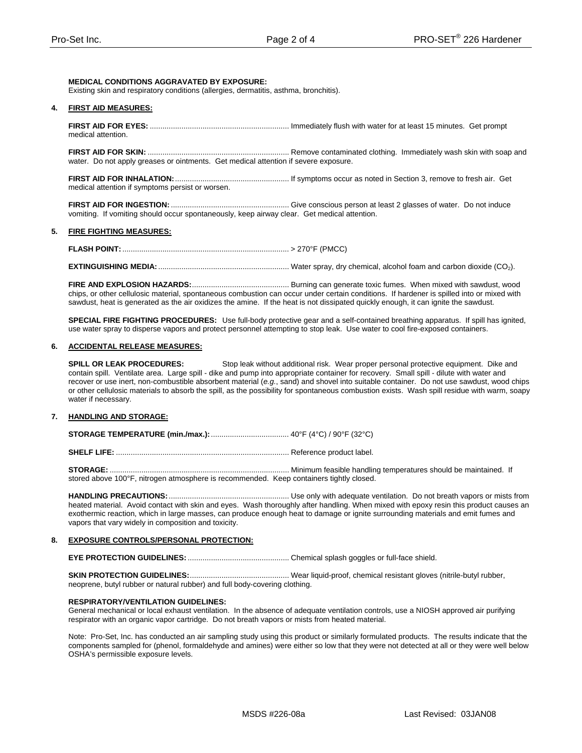**MEDICAL CONDITIONS AGGRAVATED BY EXPOSURE:**
Existing skin and respiratory conditions (allergies, dermatitis, asthma, bronchitis).

## 4. FIRST AID MEASURES:

**FIRST AID FOR EYES:** .................................................................. Immediately flush with water for at least 15 minutes. Get prompt medical attention.

**FIRST AID FOR SKIN:** ................................................................... Remove contaminated clothing. Immediately wash skin with soap and water. Do not apply greases or ointments. Get medical attention if severe exposure.

**FIRST AID FOR INHALATION:** ...................................................... If symptoms occur as noted in Section 3, remove to fresh air. Get medical attention if symptoms persist or worsen.

**FIRST AID FOR INGESTION:** ........................................................ Give conscious person at least 2 glasses of water. Do not induce vomiting. If vomiting should occur spontaneously, keep airway clear. Get medical attention.

## 5. FIRE FIGHTING MEASURES:

**FLASH POINT:** .............................................................................. > 270°F (PMCC)

**EXTINGUISHING MEDIA:** ............................................................. Water spray, dry chemical, alcohol foam and carbon dioxide ($CO_2$).

**FIRE AND EXPLOSION HAZARDS:** .............................................. Burning can generate toxic fumes. When mixed with sawdust, wood chips, or other cellulosic material, spontaneous combustion can occur under certain conditions. If hardener is spilled into or mixed with sawdust, heat is generated as the air oxidizes the amine. If the heat is not dissipated quickly enough, it can ignite the sawdust.

**SPECIAL FIRE FIGHTING PROCEDURES:** Use full-body protective gear and a self-contained breathing apparatus. If spill has ignited, use water spray to disperse vapors and protect personnel attempting to stop leak. Use water to cool fire-exposed containers.

## 6. ACCIDENTAL RELEASE MEASURES:

**SPILL OR LEAK PROCEDURES:** Stop leak without additional risk. Wear proper personal protective equipment. Dike and contain spill. Ventilate area. Large spill - dike and pump into appropriate container for recovery. Small spill - dilute with water and recover or use inert, non-combustible absorbent material (*e.g.*, sand) and shovel into suitable container. Do not use sawdust, wood chips or other cellulosic materials to absorb the spill, as the possibility for spontaneous combustion exists. Wash spill residue with warm, soapy water if necessary.

## 7. HANDLING AND STORAGE:

**STORAGE TEMPERATURE (min./max.):** ..................................... 40°F (4°C) / 90°F (32°C)

**SHELF LIFE:** .................................................................................. Reference product label.

**STORAGE:** ..................................................................................... Minimum feasible handling temperatures should be maintained. If stored above 100°F, nitrogen atmosphere is recommended. Keep containers tightly closed.

**HANDLING PRECAUTIONS:** .......................................................... Use only with adequate ventilation. Do not breath vapors or mists from heated material. Avoid contact with skin and eyes. Wash thoroughly after handling. When mixed with epoxy resin this product causes an exothermic reaction, which in large masses, can produce enough heat to damage or ignite surrounding materials and emit fumes and vapors that vary widely in composition and toxicity.

## 8. EXPOSURE CONTROLS/PERSONAL PROTECTION:

**EYE PROTECTION GUIDELINES:** ................................................. Chemical splash goggles or full-face shield.

**SKIN PROTECTION GUIDELINES:** ............................................... Wear liquid-proof, chemical resistant gloves (nitrile-butyl rubber, neoprene, butyl rubber or natural rubber) and full body-covering clothing.

**RESPIRATORY/VENTILATION GUIDELINES:**
General mechanical or local exhaust ventilation. In the absence of adequate ventilation controls, use a NIOSH approved air purifying respirator with an organic vapor cartridge. Do not breath vapors or mists from heated material.

Note: Pro-Set, Inc. has conducted an air sampling study using this product or similarly formulated products. The results indicate that the components sampled for (phenol, formaldehyde and amines) were either so low that they were not detected at all or they were well below OSHA's permissible exposure levels.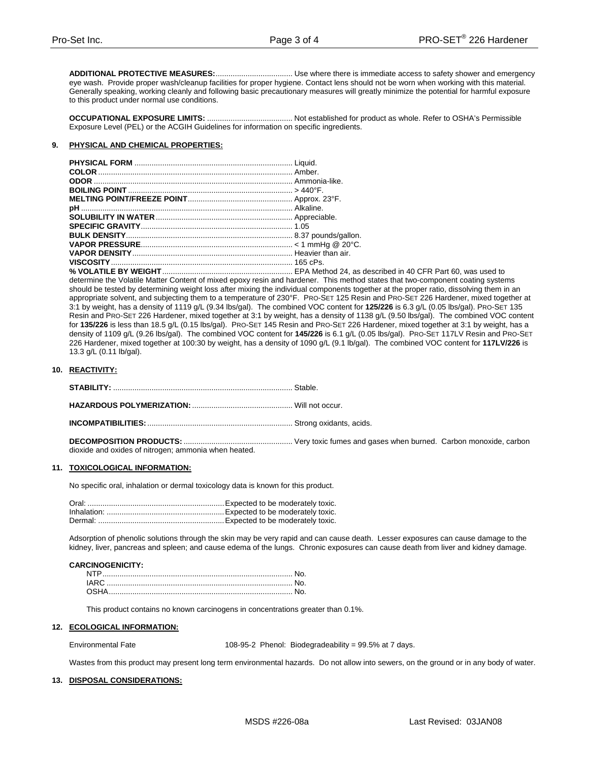**ADDITIONAL PROTECTIVE MEASURES:**.................................... Use where there is immediate access to safety shower and emergency eye wash. Provide proper wash/cleanup facilities for proper hygiene. Contact lens should not be worn when working with this material. Generally speaking, working cleanly and following basic precautionary measures will greatly minimize the potential for harmful exposure to this product under normal use conditions.

**OCCUPATIONAL EXPOSURE LIMITS:** ........................................ Not established for product as whole. Refer to OSHA's Permissible Exposure Level (PEL) or the ACGIH Guidelines for information on specific ingredients.

## 9. PHYSICAL AND CHEMICAL PROPERTIES:

**PHYSICAL FORM** ........................................................................ Liquid.
**COLOR** ........................................................................................ Amber.
**ODOR** .......................................................................................... Ammonia-like.
**BOILING POINT** ........................................................................... > 440°F.
**MELTING POINT/FREEZE POINT**................................................ Approx. 23°F.
**pH** .................................................................................................. Alkaline.
**SOLUBILITY IN WATER**................................................................ Appreciable.
**SPECIFIC GRAVITY**...................................................................... 1.05
**BULK DENSITY**............................................................................. 8.37 pounds/gallon.
**VAPOR PRESSURE**....................................................................... < 1 mmHg @ 20°C.
**VAPOR DENSITY**.......................................................................... Heavier than air.
**VISCOSITY**.................................................................................... 165 cPs.
**% VOLATILE BY WEIGHT**............................................................. EPA Method 24, as described in 40 CFR Part 60, was used to determine the Volatile Matter Content of mixed epoxy resin and hardener. This method states that two-component coating systems should be tested by determining weight loss after mixing the individual components together at the proper ratio, dissolving them in an appropriate solvent, and subjecting them to a temperature of 230°F. PRO-SET 125 Resin and PRO-SET 226 Hardener, mixed together at 3:1 by weight, has a density of 1119 g/L (9.34 lbs/gal). The combined VOC content for **125/226** is 6.3 g/L (0.05 lbs/gal). PRO-SET 135 Resin and PRO-SET 226 Hardener, mixed together at 3:1 by weight, has a density of 1138 g/L (9.50 lbs/gal). The combined VOC content for **135/226** is less than 18.5 g/L (0.15 lbs/gal). PRO-SET 145 Resin and PRO-SET 226 Hardener, mixed together at 3:1 by weight, has a density of 1109 g/L (9.26 lbs/gal). The combined VOC content for **145/226** is 6.1 g/L (0.05 lbs/gal). PRO-SET 117LV Resin and PRO-SET 226 Hardener, mixed together at 100:30 by weight, has a density of 1090 g/L (9.1 lb/gal). The combined VOC content for **117LV/226** is 13.3 g/L (0.11 lb/gal).

## 10. REACTIVITY:

**STABILITY:** ................................................................................... Stable.

**HAZARDOUS POLYMERIZATION:** .............................................. Will not occur.

**INCOMPATIBILITIES:**.................................................................... Strong oxidants, acids.

**DECOMPOSITION PRODUCTS:** ................................................... Very toxic fumes and gases when burned. Carbon monoxide, carbon dioxide and oxides of nitrogen; ammonia when heated.

## 11. TOXICOLOGICAL INFORMATION:

No specific oral, inhalation or dermal toxicology data is known for this product.

Oral: ................................................................Expected to be moderately toxic.
Inhalation: .......................................................Expected to be moderately toxic.
Dermal: ...........................................................Expected to be moderately toxic.

Adsorption of phenolic solutions through the skin may be very rapid and can cause death. Lesser exposures can cause damage to the kidney, liver, pancreas and spleen; and cause edema of the lungs. Chronic exposures can cause death from liver and kidney damage.

**CARCINOGENICITY:**

NTP......................................................................................... No.
IARC ....................................................................................... No.
OSHA...................................................................................... No.

This product contains no known carcinogens in concentrations greater than 0.1%.

## 12. ECOLOGICAL INFORMATION:

Environmental Fate    108-95-2 Phenol: Biodegradeability = 99.5% at 7 days.

Wastes from this product may present long term environmental hazards. Do not allow into sewers, on the ground or in any body of water.

## 13. DISPOSAL CONSIDERATIONS: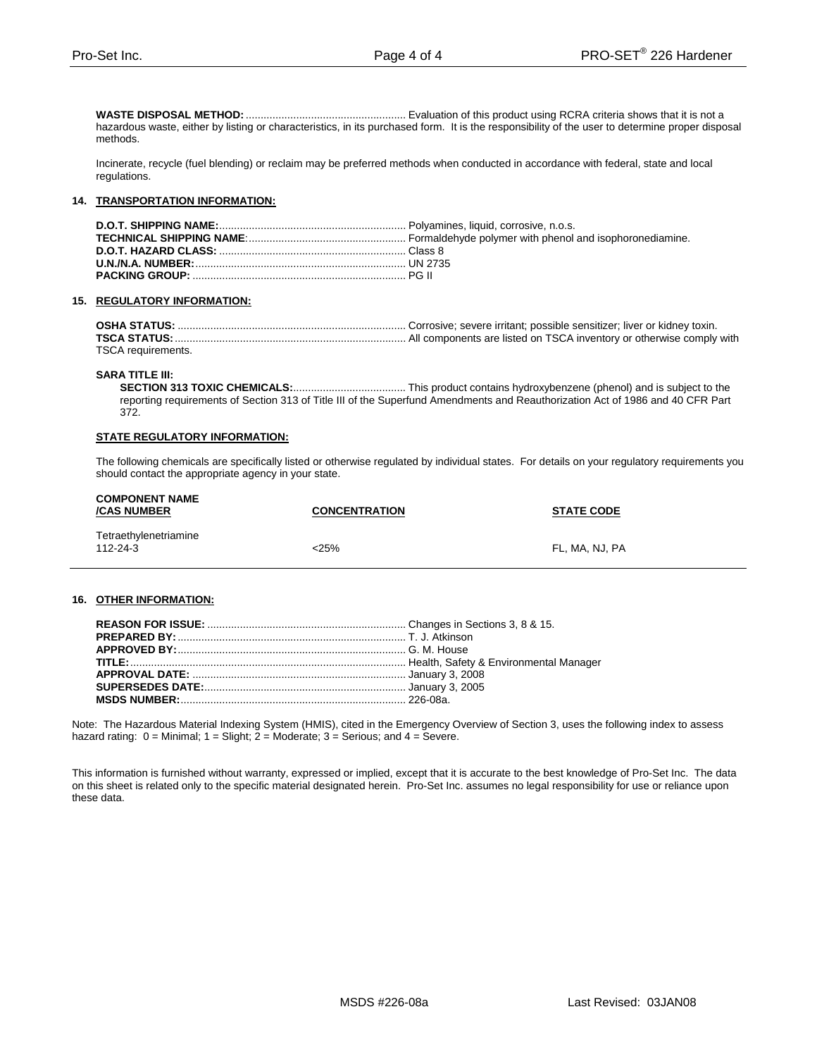**WASTE DISPOSAL METHOD:** ...................................................... Evaluation of this product using RCRA criteria shows that it is not a hazardous waste, either by listing or characteristics, in its purchased form. It is the responsibility of the user to determine proper disposal methods.

Incinerate, recycle (fuel blending) or reclaim may be preferred methods when conducted in accordance with federal, state and local regulations.

## 14. TRANSPORTATION INFORMATION:

**D.O.T. SHIPPING NAME:**.............................................................. Polyamines, liquid, corrosive, n.o.s.
**TECHNICAL SHIPPING NAME**:.................................................... Formaldehyde polymer with phenol and isophoronediamine.
**D.O.T. HAZARD CLASS:** .............................................................. Class 8
**U.N./N.A. NUMBER:**...................................................................... UN 2735
**PACKING GROUP:** ....................................................................... PG II

## 15. REGULATORY INFORMATION:

**OSHA STATUS:** ............................................................................ Corrosive; severe irritant; possible sensitizer; liver or kidney toxin.
**TSCA STATUS:**............................................................................. All components are listed on TSCA inventory or otherwise comply with TSCA requirements.

**SARA TITLE III:**

**SECTION 313 TOXIC CHEMICALS:**...................................... This product contains hydroxybenzene (phenol) and is subject to the reporting requirements of Section 313 of Title III of the Superfund Amendments and Reauthorization Act of 1986 and 40 CFR Part 372.

**STATE REGULATORY INFORMATION:**

The following chemicals are specifically listed or otherwise regulated by individual states. For details on your regulatory requirements you should contact the appropriate agency in your state.

| COMPONENT NAME /CAS NUMBER | CONCENTRATION | STATE CODE |
|---|---|---|
| Tetraethylenetriamine 112-24-3 | <25% | FL, MA, NJ, PA |

## 16. OTHER INFORMATION:

**REASON FOR ISSUE:** ................................................................... Changes in Sections 3, 8 & 15.
**PREPARED BY:**............................................................................. T. J. Atkinson
**APPROVED BY:**............................................................................ G. M. House
**TITLE:**............................................................................................ Health, Safety & Environmental Manager
**APPROVAL DATE:** ........................................................................ January 3, 2008
**SUPERSEDES DATE:**.................................................................... January 3, 2005
**MSDS NUMBER:**........................................................................... 226-08a.

Note: The Hazardous Material Indexing System (HMIS), cited in the Emergency Overview of Section 3, uses the following index to assess hazard rating: 0 = Minimal; 1 = Slight; 2 = Moderate; 3 = Serious; and 4 = Severe.

This information is furnished without warranty, expressed or implied, except that it is accurate to the best knowledge of Pro-Set Inc. The data on this sheet is related only to the specific material designated herein. Pro-Set Inc. assumes no legal responsibility for use or reliance upon these data.